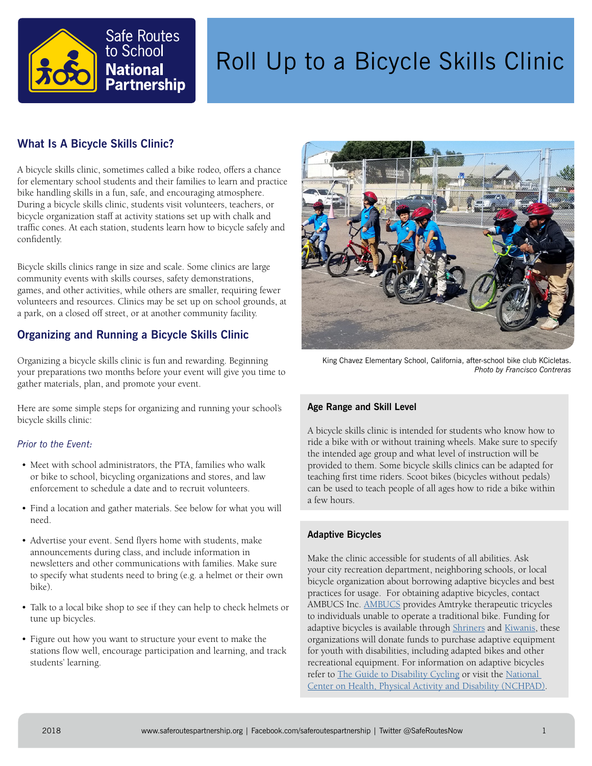Safe Routes to School **National Partnership**

# Roll Up to a Bicycle Skills Clinic

## What Is A Bicycle Skills Clinic?

A bicycle skills clinic, sometimes called a bike rodeo, offers a chance for elementary school students and their families to learn and practice bike handling skills in a fun, safe, and encouraging atmosphere. During a bicycle skills clinic, students visit volunteers, teachers, or bicycle organization staff at activity stations set up with chalk and traffic cones. At each station, students learn how to bicycle safely and confidently.

Bicycle skills clinics range in size and scale. Some clinics are large community events with skills courses, safety demonstrations, games, and other activities, while others are smaller, requiring fewer volunteers and resources. Clinics may be set up on school grounds, at a park, on a closed off street, or at another community facility.

## Organizing and Running a Bicycle Skills Clinic

Organizing a bicycle skills clinic is fun and rewarding. Beginning your preparations two months before your event will give you time to gather materials, plan, and promote your event.

Here are some simple steps for organizing and running your school's bicycle skills clinic:

### *Prior to the Event:*

- Meet with school administrators, the PTA, families who walk or bike to school, bicycling organizations and stores, and law enforcement to schedule a date and to recruit volunteers.
- Find a location and gather materials. See below for what you will need.
- Advertise your event. Send flyers home with students, make announcements during class, and include information in newsletters and other communications with families. Make sure to specify what students need to bring (e.g. a helmet or their own bike).
- Talk to a local bike shop to see if they can help to check helmets or tune up bicycles.
- Figure out how you want to structure your event to make the stations flow well, encourage participation and learning, and track students' learning.

King Chavez Elementary School, California, after-school bike club KCicletas. *Photo by Francisco Contreras*

#### Age Range and Skill Level

A bicycle skills clinic is intended for students who know how to ride a bike with or without training wheels. Make sure to specify the intended age group and what level of instruction will be provided to them. Some bicycle skills clinics can be adapted for teaching first time riders. Scoot bikes (bicycles without pedals) can be used to teach people of all ages how to ride a bike within a few hours.

#### Adaptive Bicycles

Make the clinic accessible for students of all abilities. Ask your city recreation department, neighboring schools, or local bicycle organization about borrowing adaptive bicycles and best practices for usage. For obtaining adaptive bicycles, contact AMBUCS Inc. AMBUCS provides Amtryke therapeutic tricycles to individuals unable to operate a traditional bike. Funding for adaptive bicycles is available through Shriners and Kiwanis, these organizations will donate funds to purchase adaptive equipment for youth with disabilities, including adapted bikes and other recreational equipment. For information on adaptive bicycles refer to The Guide to Disability Cycling or visit the National Center on Health, Physical Activity and Disability (NCHPAD).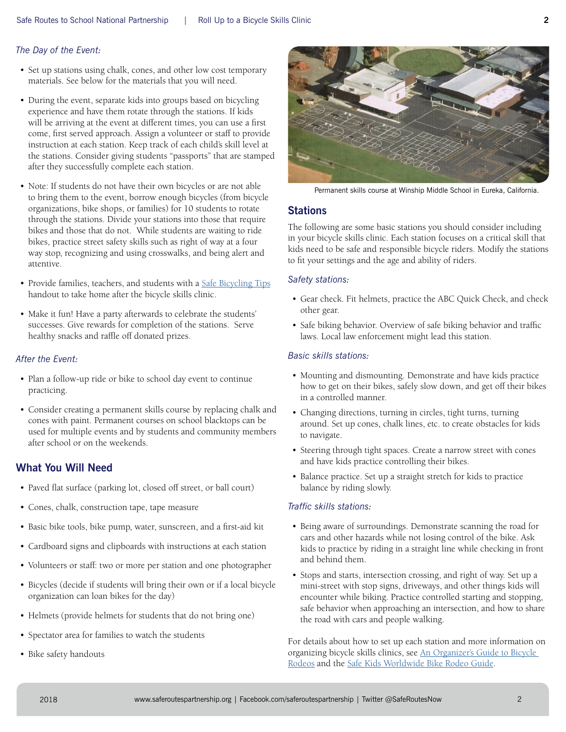*The Day of the Event:*

- Set up stations using chalk, cones, and other low cost temporary materials. See below for the materials that you will need.
- During the event, separate kids into groups based on bicycling experience and have them rotate through the stations. If kids will be arriving at the event at different times, you can use a first come, first served approach. Assign a volunteer or staff to provide instruction at each station. Keep track of each child's skill level at the stations. Consider giving students "passports" that are stamped after they successfully complete each station.
- Note: If students do not have their own bicycles or are not able to bring them to the event, borrow enough bicycles (from bicycle organizations, bike shops, or families) for 10 students to rotate through the stations. Divide your stations into those that require bikes and those that do not. While students are waiting to ride bikes, practice street safety skills such as right of way at a four way stop, recognizing and using crosswalks, and being alert and attentive.
- Provide families, teachers, and students with a Safe Bicycling Tips handout to take home after the bicycle skills clinic.
- Make it fun! Have a party afterwards to celebrate the students' successes. Give rewards for completion of the stations. Serve healthy snacks and raffle off donated prizes.

*After the Event:*

- Plan a follow-up ride or bike to school day event to continue practicing.
- Consider creating a permanent skills course by replacing chalk and cones with paint. Permanent courses on school blacktops can be used for multiple events and by students and community members after school or on the weekends.

## What You Will Need

- Paved flat surface (parking lot, closed off street, or ball court)
- Cones, chalk, construction tape, tape measure
- Basic bike tools, bike pump, water, sunscreen, and a first-aid kit
- Cardboard signs and clipboards with instructions at each station
- Volunteers or staff: two or more per station and one photographer
- Bicycles (decide if students will bring their own or if a local bicycle organization can loan bikes for the day)
- Helmets (provide helmets for students that do not bring one)
- Spectator area for families to watch the students
- Bike safety handouts

Permanent skills course at Winship Middle School in Eureka, California.

## Stations

The following are some basic stations you should consider including in your bicycle skills clinic. Each station focuses on a critical skill that kids need to be safe and responsible bicycle riders. Modify the stations to fit your settings and the age and ability of riders.

*Safety stations:*

- Gear check. Fit helmets, practice the ABC Quick Check, and check other gear.
- Safe biking behavior. Overview of safe biking behavior and traffic laws. Local law enforcement might lead this station.

*Basic skills stations:*

- Mounting and dismounting. Demonstrate and have kids practice how to get on their bikes, safely slow down, and get off their bikes in a controlled manner.
- Changing directions, turning in circles, tight turns, turning around. Set up cones, chalk lines, etc. to create obstacles for kids to navigate.
- Steering through tight spaces. Create a narrow street with cones and have kids practice controlling their bikes.
- Balance practice. Set up a straight stretch for kids to practice balance by riding slowly.

*Traffic skills stations:*

- Being aware of surroundings. Demonstrate scanning the road for cars and other hazards while not losing control of the bike. Ask kids to practice by riding in a straight line while checking in front and behind them.
- Stops and starts, intersection crossing, and right of way. Set up a mini-street with stop signs, driveways, and other things kids will encounter while biking. Practice controlled starting and stopping, safe behavior when approaching an intersection, and how to share the road with cars and people walking.

For details about how to set up each station and more information on organizing bicycle skills clinics, see An Organizer's Guide to Bicycle Rodeos and the Safe Kids Worldwide Bike Rodeo Guide.